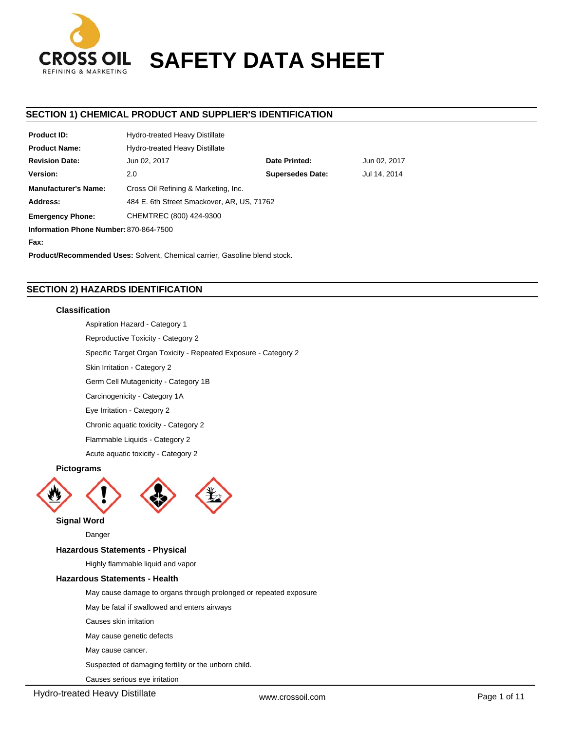**CROSS OIL**
REFINING & MARKETING

# SAFETY DATA SHEET

## SECTION 1) CHEMICAL PRODUCT AND SUPPLIER'S IDENTIFICATION

| | | | |
|---|---|---|---|
| **Product ID:** | Hydro-treated Heavy Distillate | | |
| **Product Name:** | Hydro-treated Heavy Distillate | | |
| **Revision Date:** | Jun 02, 2017 | **Date Printed:** | Jun 02, 2017 |
| **Version:** | 2.0 | **Supersedes Date:** | Jul 14, 2014 |
| **Manufacturer's Name:** | Cross Oil Refining & Marketing, Inc. | | |
| **Address:** | 484 E. 6th Street Smackover, AR, US, 71762 | | |
| **Emergency Phone:** | CHEMTREC (800) 424-9300 | | |
| **Information Phone Number:** | 870-864-7500 | | |
| **Fax:** | | | |

**Product/Recommended Uses:** Solvent, Chemical carrier, Gasoline blend stock.

## SECTION 2) HAZARDS IDENTIFICATION

### Classification

Aspiration Hazard - Category 1

Reproductive Toxicity - Category 2

Specific Target Organ Toxicity - Repeated Exposure - Category 2

Skin Irritation - Category 2

Germ Cell Mutagenicity - Category 1B

Carcinogenicity - Category 1A

Eye Irritation - Category 2

Chronic aquatic toxicity - Category 2

Flammable Liquids - Category 2

Acute aquatic toxicity - Category 2

### Pictograms

### Signal Word

Danger

### Hazardous Statements - Physical

Highly flammable liquid and vapor

### Hazardous Statements - Health

May cause damage to organs through prolonged or repeated exposure

May be fatal if swallowed and enters airways

Causes skin irritation

May cause genetic defects

May cause cancer.

Suspected of damaging fertility or the unborn child.

Causes serious eye irritation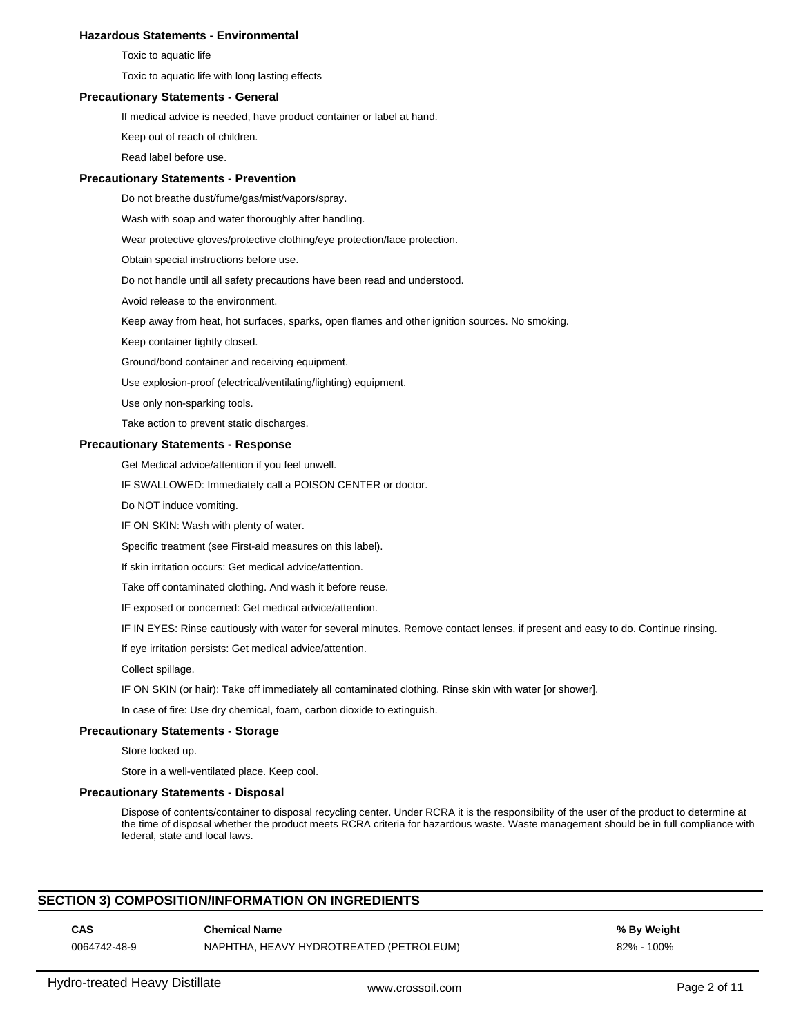### Hazardous Statements - Environmental

Toxic to aquatic life

Toxic to aquatic life with long lasting effects

### Precautionary Statements - General

If medical advice is needed, have product container or label at hand.

Keep out of reach of children.

Read label before use.

### Precautionary Statements - Prevention

Do not breathe dust/fume/gas/mist/vapors/spray.

Wash with soap and water thoroughly after handling.

Wear protective gloves/protective clothing/eye protection/face protection.

Obtain special instructions before use.

Do not handle until all safety precautions have been read and understood.

Avoid release to the environment.

Keep away from heat, hot surfaces, sparks, open flames and other ignition sources. No smoking.

Keep container tightly closed.

Ground/bond container and receiving equipment.

Use explosion-proof (electrical/ventilating/lighting) equipment.

Use only non-sparking tools.

Take action to prevent static discharges.

### Precautionary Statements - Response

Get Medical advice/attention if you feel unwell.

IF SWALLOWED: Immediately call a POISON CENTER or doctor.

Do NOT induce vomiting.

IF ON SKIN: Wash with plenty of water.

Specific treatment (see First-aid measures on this label).

If skin irritation occurs: Get medical advice/attention.

Take off contaminated clothing. And wash it before reuse.

IF exposed or concerned: Get medical advice/attention.

IF IN EYES: Rinse cautiously with water for several minutes. Remove contact lenses, if present and easy to do. Continue rinsing.

If eye irritation persists: Get medical advice/attention.

Collect spillage.

IF ON SKIN (or hair): Take off immediately all contaminated clothing. Rinse skin with water [or shower].

In case of fire: Use dry chemical, foam, carbon dioxide to extinguish.

### Precautionary Statements - Storage

Store locked up.

Store in a well-ventilated place. Keep cool.

### Precautionary Statements - Disposal

Dispose of contents/container to disposal recycling center. Under RCRA it is the responsibility of the user of the product to determine at the time of disposal whether the product meets RCRA criteria for hazardous waste. Waste management should be in full compliance with federal, state and local laws.

## SECTION 3) COMPOSITION/INFORMATION ON INGREDIENTS

| CAS | Chemical Name | % By Weight |
|---|---|---|
| 0064742-48-9 | NAPHTHA, HEAVY HYDROTREATED (PETROLEUM) | 82% - 100% |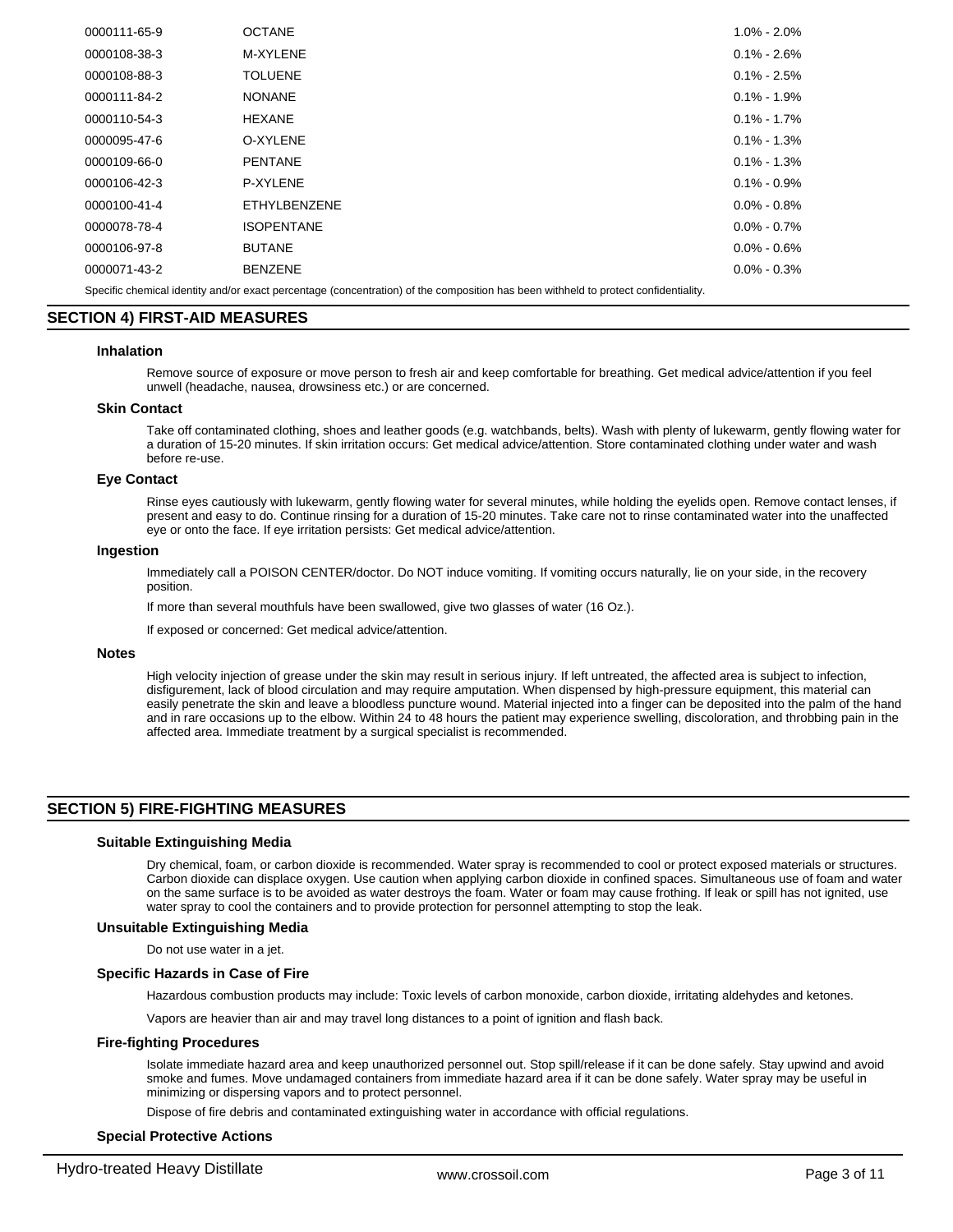| | | |
|---|---|---|
| 0000111-65-9 | OCTANE | 1.0% - 2.0% |
| 0000108-38-3 | M-XYLENE | 0.1% - 2.6% |
| 0000108-88-3 | TOLUENE | 0.1% - 2.5% |
| 0000111-84-2 | NONANE | 0.1% - 1.9% |
| 0000110-54-3 | HEXANE | 0.1% - 1.7% |
| 0000095-47-6 | O-XYLENE | 0.1% - 1.3% |
| 0000109-66-0 | PENTANE | 0.1% - 1.3% |
| 0000106-42-3 | P-XYLENE | 0.1% - 0.9% |
| 0000100-41-4 | ETHYLBENZENE | 0.0% - 0.8% |
| 0000078-78-4 | ISOPENTANE | 0.0% - 0.7% |
| 0000106-97-8 | BUTANE | 0.0% - 0.6% |
| 0000071-43-2 | BENZENE | 0.0% - 0.3% |

Specific chemical identity and/or exact percentage (concentration) of the composition has been withheld to protect confidentiality.

## SECTION 4) FIRST-AID MEASURES

### Inhalation

Remove source of exposure or move person to fresh air and keep comfortable for breathing. Get medical advice/attention if you feel unwell (headache, nausea, drowsiness etc.) or are concerned.

### Skin Contact

Take off contaminated clothing, shoes and leather goods (e.g. watchbands, belts). Wash with plenty of lukewarm, gently flowing water for a duration of 15-20 minutes. If skin irritation occurs: Get medical advice/attention. Store contaminated clothing under water and wash before re-use.

### Eye Contact

Rinse eyes cautiously with lukewarm, gently flowing water for several minutes, while holding the eyelids open. Remove contact lenses, if present and easy to do. Continue rinsing for a duration of 15-20 minutes. Take care not to rinse contaminated water into the unaffected eye or onto the face. If eye irritation persists: Get medical advice/attention.

### Ingestion

Immediately call a POISON CENTER/doctor. Do NOT induce vomiting. If vomiting occurs naturally, lie on your side, in the recovery position.

If more than several mouthfuls have been swallowed, give two glasses of water (16 Oz.).

If exposed or concerned: Get medical advice/attention.

### Notes

High velocity injection of grease under the skin may result in serious injury. If left untreated, the affected area is subject to infection, disfigurement, lack of blood circulation and may require amputation. When dispensed by high-pressure equipment, this material can easily penetrate the skin and leave a bloodless puncture wound. Material injected into a finger can be deposited into the palm of the hand and in rare occasions up to the elbow. Within 24 to 48 hours the patient may experience swelling, discoloration, and throbbing pain in the affected area. Immediate treatment by a surgical specialist is recommended.

## SECTION 5) FIRE-FIGHTING MEASURES

### Suitable Extinguishing Media

Dry chemical, foam, or carbon dioxide is recommended. Water spray is recommended to cool or protect exposed materials or structures. Carbon dioxide can displace oxygen. Use caution when applying carbon dioxide in confined spaces. Simultaneous use of foam and water on the same surface is to be avoided as water destroys the foam. Water or foam may cause frothing. If leak or spill has not ignited, use water spray to cool the containers and to provide protection for personnel attempting to stop the leak.

### Unsuitable Extinguishing Media

Do not use water in a jet.

### Specific Hazards in Case of Fire

Hazardous combustion products may include: Toxic levels of carbon monoxide, carbon dioxide, irritating aldehydes and ketones.

Vapors are heavier than air and may travel long distances to a point of ignition and flash back.

### Fire-fighting Procedures

Isolate immediate hazard area and keep unauthorized personnel out. Stop spill/release if it can be done safely. Stay upwind and avoid smoke and fumes. Move undamaged containers from immediate hazard area if it can be done safely. Water spray may be useful in minimizing or dispersing vapors and to protect personnel.

Dispose of fire debris and contaminated extinguishing water in accordance with official regulations.

### Special Protective Actions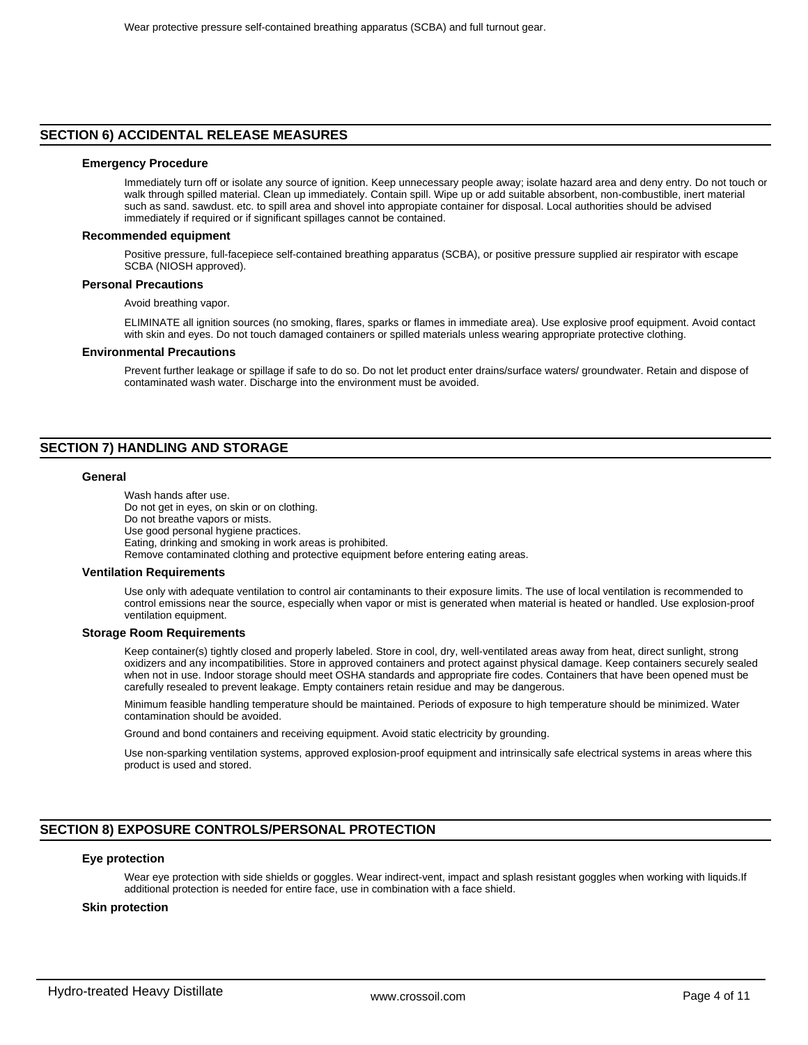Wear protective pressure self-contained breathing apparatus (SCBA) and full turnout gear.

## SECTION 6) ACCIDENTAL RELEASE MEASURES

### Emergency Procedure

Immediately turn off or isolate any source of ignition. Keep unnecessary people away; isolate hazard area and deny entry. Do not touch or walk through spilled material. Clean up immediately. Contain spill. Wipe up or add suitable absorbent, non-combustible, inert material such as sand. sawdust. etc. to spill area and shovel into appropiate container for disposal. Local authorities should be advised immediately if required or if significant spillages cannot be contained.

### Recommended equipment

Positive pressure, full-facepiece self-contained breathing apparatus (SCBA), or positive pressure supplied air respirator with escape SCBA (NIOSH approved).

### Personal Precautions

Avoid breathing vapor.

ELIMINATE all ignition sources (no smoking, flares, sparks or flames in immediate area). Use explosive proof equipment. Avoid contact with skin and eyes. Do not touch damaged containers or spilled materials unless wearing appropriate protective clothing.

### Environmental Precautions

Prevent further leakage or spillage if safe to do so. Do not let product enter drains/surface waters/ groundwater. Retain and dispose of contaminated wash water. Discharge into the environment must be avoided.

## SECTION 7) HANDLING AND STORAGE

### General

Wash hands after use.
Do not get in eyes, on skin or on clothing.
Do not breathe vapors or mists.
Use good personal hygiene practices.
Eating, drinking and smoking in work areas is prohibited.
Remove contaminated clothing and protective equipment before entering eating areas.

### Ventilation Requirements

Use only with adequate ventilation to control air contaminants to their exposure limits. The use of local ventilation is recommended to control emissions near the source, especially when vapor or mist is generated when material is heated or handled. Use explosion-proof ventilation equipment.

### Storage Room Requirements

Keep container(s) tightly closed and properly labeled. Store in cool, dry, well-ventilated areas away from heat, direct sunlight, strong oxidizers and any incompatibilities. Store in approved containers and protect against physical damage. Keep containers securely sealed when not in use. Indoor storage should meet OSHA standards and appropriate fire codes. Containers that have been opened must be carefully resealed to prevent leakage. Empty containers retain residue and may be dangerous.

Minimum feasible handling temperature should be maintained. Periods of exposure to high temperature should be minimized. Water contamination should be avoided.

Ground and bond containers and receiving equipment. Avoid static electricity by grounding.

Use non-sparking ventilation systems, approved explosion-proof equipment and intrinsically safe electrical systems in areas where this product is used and stored.

## SECTION 8) EXPOSURE CONTROLS/PERSONAL PROTECTION

### Eye protection

Wear eye protection with side shields or goggles. Wear indirect-vent, impact and splash resistant goggles when working with liquids.If additional protection is needed for entire face, use in combination with a face shield.

### Skin protection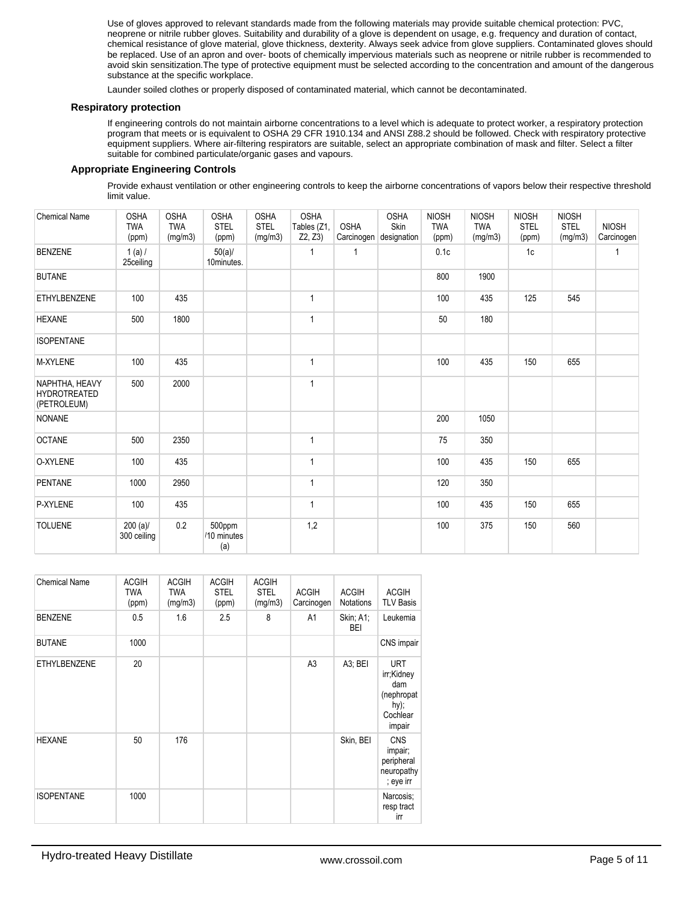Use of gloves approved to relevant standards made from the following materials may provide suitable chemical protection: PVC, neoprene or nitrile rubber gloves. Suitability and durability of a glove is dependent on usage, e.g. frequency and duration of contact, chemical resistance of glove material, glove thickness, dexterity. Always seek advice from glove suppliers. Contaminated gloves should be replaced. Use of an apron and over- boots of chemically impervious materials such as neoprene or nitrile rubber is recommended to avoid skin sensitization.The type of protective equipment must be selected according to the concentration and amount of the dangerous substance at the specific workplace.

Launder soiled clothes or properly disposed of contaminated material, which cannot be decontaminated.

### Respiratory protection

If engineering controls do not maintain airborne concentrations to a level which is adequate to protect worker, a respiratory protection program that meets or is equivalent to OSHA 29 CFR 1910.134 and ANSI Z88.2 should be followed. Check with respiratory protective equipment suppliers. Where air-filtering respirators are suitable, select an appropriate combination of mask and filter. Select a filter suitable for combined particulate/organic gases and vapours.

### Appropriate Engineering Controls

Provide exhaust ventilation or other engineering controls to keep the airborne concentrations of vapors below their respective threshold limit value.

| Chemical Name | OSHA TWA (ppm) | OSHA TWA (mg/m3) | OSHA STEL (ppm) | OSHA STEL (mg/m3) | OSHA Tables (Z1, Z2, Z3) | OSHA Carcinogen | OSHA Skin designation | NIOSH TWA (ppm) | NIOSH TWA (mg/m3) | NIOSH STEL (ppm) | NIOSH STEL (mg/m3) | NIOSH Carcinogen |
|---|---|---|---|---|---|---|---|---|---|---|---|---|
| BENZENE | 1 (a) / 25ceiling | | 50(a)/ 10minutes. | | 1 | 1 | | 0.1c | | 1c | | 1 |
| BUTANE | | | | | | | | 800 | 1900 | | | |
| ETHYLBENZENE | 100 | 435 | | | 1 | | | 100 | 435 | 125 | 545 | |
| HEXANE | 500 | 1800 | | | 1 | | | 50 | 180 | | | |
| ISOPENTANE | | | | | | | | | | | | |
| M-XYLENE | 100 | 435 | | | 1 | | | 100 | 435 | 150 | 655 | |
| NAPHTHA, HEAVY HYDROTREATED (PETROLEUM) | 500 | 2000 | | | 1 | | | | | | | |
| NONANE | | | | | | | | 200 | 1050 | | | |
| OCTANE | 500 | 2350 | | | 1 | | | 75 | 350 | | | |
| O-XYLENE | 100 | 435 | | | 1 | | | 100 | 435 | 150 | 655 | |
| PENTANE | 1000 | 2950 | | | 1 | | | 120 | 350 | | | |
| P-XYLENE | 100 | 435 | | | 1 | | | 100 | 435 | 150 | 655 | |
| TOLUENE | 200 (a)/ 300 ceiling | 0.2 | 500ppm /10 minutes (a) | | 1,2 | | | 100 | 375 | 150 | 560 | |

| Chemical Name | ACGIH TWA (ppm) | ACGIH TWA (mg/m3) | ACGIH STEL (ppm) | ACGIH STEL (mg/m3) | ACGIH Carcinogen | ACGIH Notations | ACGIH TLV Basis |
|---|---|---|---|---|---|---|---|
| BENZENE | 0.5 | 1.6 | 2.5 | 8 | A1 | Skin; A1; BEI | Leukemia |
| BUTANE | 1000 | | | | | | CNS impair |
| ETHYLBENZENE | 20 | | | | A3 | A3; BEI | URT irr;Kidney dam (nephropathy); Cochlear impair |
| HEXANE | 50 | 176 | | | | Skin, BEI | CNS impair; peripheral neuropathy ; eye irr |
| ISOPENTANE | 1000 | | | | | | Narcosis; resp tract irr |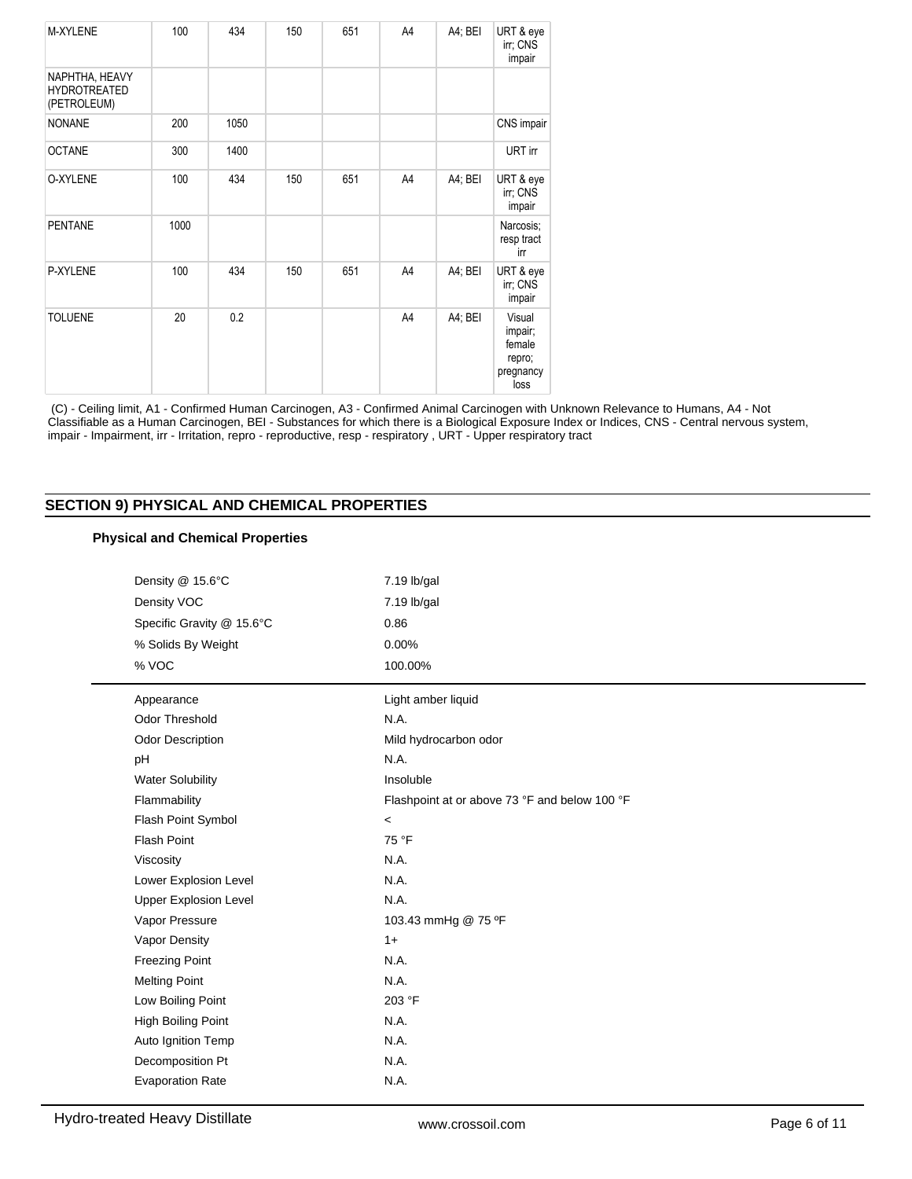| M-XYLENE | 100 | 434 | 150 | 651 | A4 | A4; BEI | URT & eye irr; CNS impair |
|---|---|---|---|---|---|---|---|
| NAPHTHA, HEAVY HYDROTREATED (PETROLEUM) | | | | | | | |
| NONANE | 200 | 1050 | | | | | CNS impair |
| OCTANE | 300 | 1400 | | | | | URT irr |
| O-XYLENE | 100 | 434 | 150 | 651 | A4 | A4; BEI | URT & eye irr; CNS impair |
| PENTANE | 1000 | | | | | | Narcosis; resp tract irr |
| P-XYLENE | 100 | 434 | 150 | 651 | A4 | A4; BEI | URT & eye irr; CNS impair |
| TOLUENE | 20 | 0.2 | | | A4 | A4; BEI | Visual impair; female repro; pregnancy loss |

(C) - Ceiling limit, A1 - Confirmed Human Carcinogen, A3 - Confirmed Animal Carcinogen with Unknown Relevance to Humans, A4 - Not Classifiable as a Human Carcinogen, BEI - Substances for which there is a Biological Exposure Index or Indices, CNS - Central nervous system, impair - Impairment, irr - Irritation, repro - reproductive, resp - respiratory , URT - Upper respiratory tract

## SECTION 9) PHYSICAL AND CHEMICAL PROPERTIES

### Physical and Chemical Properties

| | |
|---|---|
| Density @ 15.6°C | 7.19 lb/gal |
| Density VOC | 7.19 lb/gal |
| Specific Gravity @ 15.6°C | 0.86 |
| % Solids By Weight | 0.00% |
| % VOC | 100.00% |

| | |
|---|---|
| Appearance | Light amber liquid |
| Odor Threshold | N.A. |
| Odor Description | Mild hydrocarbon odor |
| pH | N.A. |
| Water Solubility | Insoluble |
| Flammability | Flashpoint at or above 73 °F and below 100 °F |
| Flash Point Symbol | < |
| Flash Point | 75 °F |
| Viscosity | N.A. |
| Lower Explosion Level | N.A. |
| Upper Explosion Level | N.A. |
| Vapor Pressure | 103.43 mmHg @ 75 ºF |
| Vapor Density | 1+ |
| Freezing Point | N.A. |
| Melting Point | N.A. |
| Low Boiling Point | 203 °F |
| High Boiling Point | N.A. |
| Auto Ignition Temp | N.A. |
| Decomposition Pt | N.A. |
| Evaporation Rate | N.A. |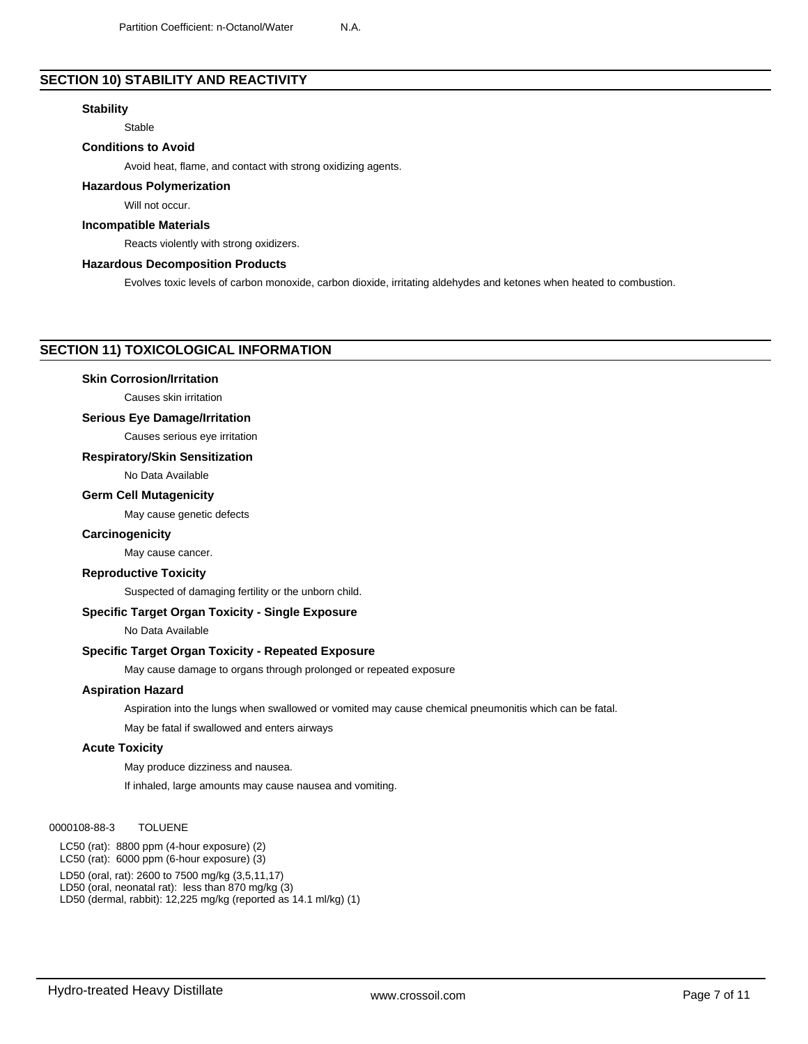Partition Coefficient: n-Octanol/Water N.A.

## SECTION 10) STABILITY AND REACTIVITY

### Stability

Stable

### Conditions to Avoid

Avoid heat, flame, and contact with strong oxidizing agents.

### Hazardous Polymerization

Will not occur.

### Incompatible Materials

Reacts violently with strong oxidizers.

### Hazardous Decomposition Products

Evolves toxic levels of carbon monoxide, carbon dioxide, irritating aldehydes and ketones when heated to combustion.

## SECTION 11) TOXICOLOGICAL INFORMATION

### Skin Corrosion/Irritation

Causes skin irritation

### Serious Eye Damage/Irritation

Causes serious eye irritation

### Respiratory/Skin Sensitization

No Data Available

### Germ Cell Mutagenicity

May cause genetic defects

### Carcinogenicity

May cause cancer.

### Reproductive Toxicity

Suspected of damaging fertility or the unborn child.

### Specific Target Organ Toxicity - Single Exposure

No Data Available

### Specific Target Organ Toxicity - Repeated Exposure

May cause damage to organs through prolonged or repeated exposure

### Aspiration Hazard

Aspiration into the lungs when swallowed or vomited may cause chemical pneumonitis which can be fatal.

May be fatal if swallowed and enters airways

### Acute Toxicity

May produce dizziness and nausea.

If inhaled, large amounts may cause nausea and vomiting.

0000108-88-3 TOLUENE

LC50 (rat): 8800 ppm (4-hour exposure) (2)
LC50 (rat): 6000 ppm (6-hour exposure) (3)

LD50 (oral, rat): 2600 to 7500 mg/kg (3,5,11,17)
LD50 (oral, neonatal rat): less than 870 mg/kg (3)
LD50 (dermal, rabbit): 12,225 mg/kg (reported as 14.1 ml/kg) (1)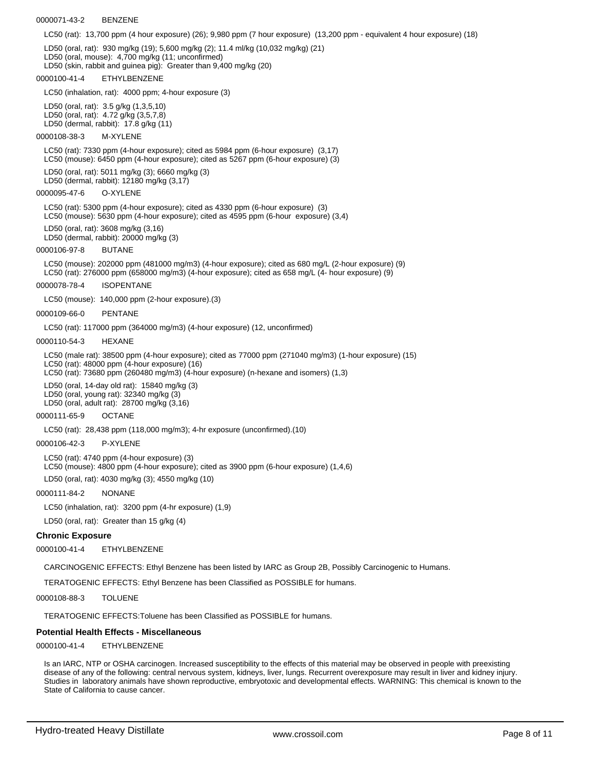0000071-43-2 BENZENE

LC50 (rat): 13,700 ppm (4 hour exposure) (26); 9,980 ppm (7 hour exposure) (13,200 ppm - equivalent 4 hour exposure) (18)

LD50 (oral, rat): 930 mg/kg (19); 5,600 mg/kg (2); 11.4 ml/kg (10,032 mg/kg) (21)
LD50 (oral, mouse): 4,700 mg/kg (11; unconfirmed)
LD50 (skin, rabbit and guinea pig): Greater than 9,400 mg/kg (20)

0000100-41-4 ETHYLBENZENE

LC50 (inhalation, rat): 4000 ppm; 4-hour exposure (3)

LD50 (oral, rat): 3.5 g/kg (1,3,5,10)
LD50 (oral, rat): 4.72 g/kg (3,5,7,8)
LD50 (dermal, rabbit): 17.8 g/kg (11)

0000108-38-3 M-XYLENE

LC50 (rat): 7330 ppm (4-hour exposure); cited as 5984 ppm (6-hour exposure) (3,17)
LC50 (mouse): 6450 ppm (4-hour exposure); cited as 5267 ppm (6-hour exposure) (3)

LD50 (oral, rat): 5011 mg/kg (3); 6660 mg/kg (3)
LD50 (dermal, rabbit): 12180 mg/kg (3,17)

0000095-47-6 O-XYLENE

LC50 (rat): 5300 ppm (4-hour exposure); cited as 4330 ppm (6-hour exposure) (3)
LC50 (mouse): 5630 ppm (4-hour exposure); cited as 4595 ppm (6-hour exposure) (3,4)

LD50 (oral, rat): 3608 mg/kg (3,16)
LD50 (dermal, rabbit): 20000 mg/kg (3)

0000106-97-8 BUTANE

LC50 (mouse): 202000 ppm (481000 mg/m3) (4-hour exposure); cited as 680 mg/L (2-hour exposure) (9)
LC50 (rat): 276000 ppm (658000 mg/m3) (4-hour exposure); cited as 658 mg/L (4- hour exposure) (9)

0000078-78-4 ISOPENTANE

LC50 (mouse): 140,000 ppm (2-hour exposure).(3)

0000109-66-0 PENTANE

LC50 (rat): 117000 ppm (364000 mg/m3) (4-hour exposure) (12, unconfirmed)

0000110-54-3 HEXANE

LC50 (male rat): 38500 ppm (4-hour exposure); cited as 77000 ppm (271040 mg/m3) (1-hour exposure) (15)
LC50 (rat): 48000 ppm (4-hour exposure) (16)
LC50 (rat): 73680 ppm (260480 mg/m3) (4-hour exposure) (n-hexane and isomers) (1,3)

LD50 (oral, 14-day old rat): 15840 mg/kg (3)
LD50 (oral, young rat): 32340 mg/kg (3)
LD50 (oral, adult rat): 28700 mg/kg (3,16)

0000111-65-9 OCTANE

LC50 (rat): 28,438 ppm (118,000 mg/m3); 4-hr exposure (unconfirmed).(10)

0000106-42-3 P-XYLENE

LC50 (rat): 4740 ppm (4-hour exposure) (3)
LC50 (mouse): 4800 ppm (4-hour exposure); cited as 3900 ppm (6-hour exposure) (1,4,6)

LD50 (oral, rat): 4030 mg/kg (3); 4550 mg/kg (10)

0000111-84-2 NONANE

LC50 (inhalation, rat): 3200 ppm (4-hr exposure) (1,9)

LD50 (oral, rat): Greater than 15 g/kg (4)

### Chronic Exposure

0000100-41-4 ETHYLBENZENE

CARCINOGENIC EFFECTS: Ethyl Benzene has been listed by IARC as Group 2B, Possibly Carcinogenic to Humans.

TERATOGENIC EFFECTS: Ethyl Benzene has been Classified as POSSIBLE for humans.

0000108-88-3 TOLUENE

TERATOGENIC EFFECTS:Toluene has been Classified as POSSIBLE for humans.

### Potential Health Effects - Miscellaneous

0000100-41-4 ETHYLBENZENE

Is an IARC, NTP or OSHA carcinogen. Increased susceptibility to the effects of this material may be observed in people with preexisting disease of any of the following: central nervous system, kidneys, liver, lungs. Recurrent overexposure may result in liver and kidney injury. Studies in laboratory animals have shown reproductive, embryotoxic and developmental effects. WARNING: This chemical is known to the State of California to cause cancer.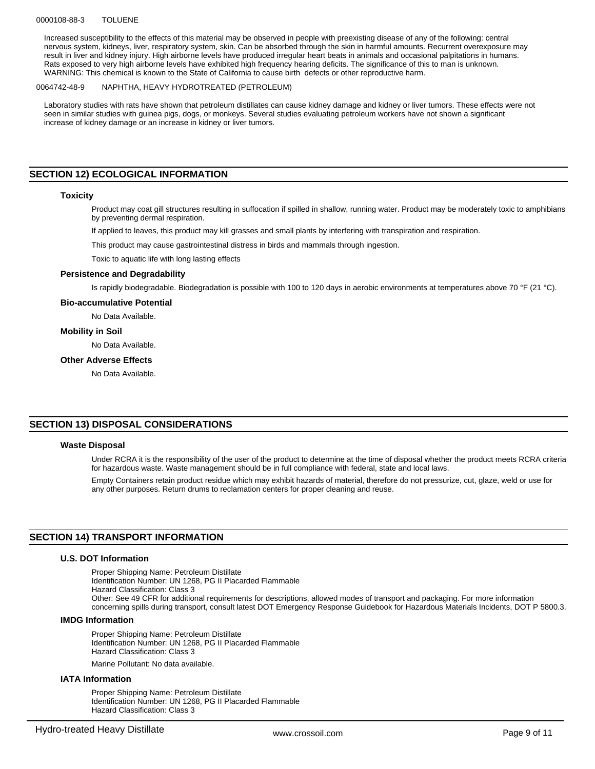0000108-88-3 TOLUENE

Increased susceptibility to the effects of this material may be observed in people with preexisting disease of any of the following: central nervous system, kidneys, liver, respiratory system, skin. Can be absorbed through the skin in harmful amounts. Recurrent overexposure may result in liver and kidney injury. High airborne levels have produced irregular heart beats in animals and occasional palpitations in humans. Rats exposed to very high airborne levels have exhibited high frequency hearing deficits. The significance of this to man is unknown. WARNING: This chemical is known to the State of California to cause birth defects or other reproductive harm.

0064742-48-9 NAPHTHA, HEAVY HYDROTREATED (PETROLEUM)

Laboratory studies with rats have shown that petroleum distillates can cause kidney damage and kidney or liver tumors. These effects were not seen in similar studies with guinea pigs, dogs, or monkeys. Several studies evaluating petroleum workers have not shown a significant increase of kidney damage or an increase in kidney or liver tumors.

## SECTION 12) ECOLOGICAL INFORMATION

### Toxicity

Product may coat gill structures resulting in suffocation if spilled in shallow, running water. Product may be moderately toxic to amphibians by preventing dermal respiration.

If applied to leaves, this product may kill grasses and small plants by interfering with transpiration and respiration.

This product may cause gastrointestinal distress in birds and mammals through ingestion.

Toxic to aquatic life with long lasting effects

### Persistence and Degradability

Is rapidly biodegradable. Biodegradation is possible with 100 to 120 days in aerobic environments at temperatures above 70 °F (21 °C).

### Bio-accumulative Potential

No Data Available.

### Mobility in Soil

No Data Available.

### Other Adverse Effects

No Data Available.

## SECTION 13) DISPOSAL CONSIDERATIONS

### Waste Disposal

Under RCRA it is the responsibility of the user of the product to determine at the time of disposal whether the product meets RCRA criteria for hazardous waste. Waste management should be in full compliance with federal, state and local laws.

Empty Containers retain product residue which may exhibit hazards of material, therefore do not pressurize, cut, glaze, weld or use for any other purposes. Return drums to reclamation centers for proper cleaning and reuse.

## SECTION 14) TRANSPORT INFORMATION

### U.S. DOT Information

Proper Shipping Name: Petroleum Distillate
Identification Number: UN 1268, PG II Placarded Flammable
Hazard Classification: Class 3
Other: See 49 CFR for additional requirements for descriptions, allowed modes of transport and packaging. For more information concerning spills during transport, consult latest DOT Emergency Response Guidebook for Hazardous Materials Incidents, DOT P 5800.3.

### IMDG Information

Proper Shipping Name: Petroleum Distillate
Identification Number: UN 1268, PG II Placarded Flammable
Hazard Classification: Class 3

Marine Pollutant: No data available.

### IATA Information

Proper Shipping Name: Petroleum Distillate
Identification Number: UN 1268, PG II Placarded Flammable
Hazard Classification: Class 3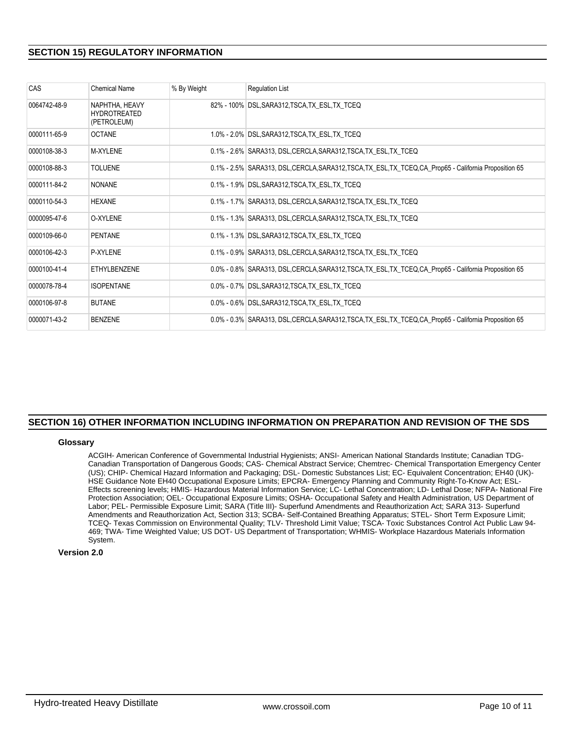## SECTION 15) REGULATORY INFORMATION

| CAS | Chemical Name | % By Weight | Regulation List |
|---|---|---|---|
| 0064742-48-9 | NAPHTHA, HEAVY HYDROTREATED (PETROLEUM) | 82% - 100% | DSL,SARA312,TSCA,TX_ESL,TX_TCEQ |
| 0000111-65-9 | OCTANE | 1.0% - 2.0% | DSL,SARA312,TSCA,TX_ESL,TX_TCEQ |
| 0000108-38-3 | M-XYLENE | 0.1% - 2.6% | SARA313, DSL,CERCLA,SARA312,TSCA,TX_ESL,TX_TCEQ |
| 0000108-88-3 | TOLUENE | 0.1% - 2.5% | SARA313, DSL,CERCLA,SARA312,TSCA,TX_ESL,TX_TCEQ,CA_Prop65 - California Proposition 65 |
| 0000111-84-2 | NONANE | 0.1% - 1.9% | DSL,SARA312,TSCA,TX_ESL,TX_TCEQ |
| 0000110-54-3 | HEXANE | 0.1% - 1.7% | SARA313, DSL,CERCLA,SARA312,TSCA,TX_ESL,TX_TCEQ |
| 0000095-47-6 | O-XYLENE | 0.1% - 1.3% | SARA313, DSL,CERCLA,SARA312,TSCA,TX_ESL,TX_TCEQ |
| 0000109-66-0 | PENTANE | 0.1% - 1.3% | DSL,SARA312,TSCA,TX_ESL,TX_TCEQ |
| 0000106-42-3 | P-XYLENE | 0.1% - 0.9% | SARA313, DSL,CERCLA,SARA312,TSCA,TX_ESL,TX_TCEQ |
| 0000100-41-4 | ETHYLBENZENE | 0.0% - 0.8% | SARA313, DSL,CERCLA,SARA312,TSCA,TX_ESL,TX_TCEQ,CA_Prop65 - California Proposition 65 |
| 0000078-78-4 | ISOPENTANE | 0.0% - 0.7% | DSL,SARA312,TSCA,TX_ESL,TX_TCEQ |
| 0000106-97-8 | BUTANE | 0.0% - 0.6% | DSL,SARA312,TSCA,TX_ESL,TX_TCEQ |
| 0000071-43-2 | BENZENE | 0.0% - 0.3% | SARA313, DSL,CERCLA,SARA312,TSCA,TX_ESL,TX_TCEQ,CA_Prop65 - California Proposition 65 |

## SECTION 16) OTHER INFORMATION INCLUDING INFORMATION ON PREPARATION AND REVISION OF THE SDS

### Glossary

ACGIH- American Conference of Governmental Industrial Hygienists; ANSI- American National Standards Institute; Canadian TDG- Canadian Transportation of Dangerous Goods; CAS- Chemical Abstract Service; Chemtrec- Chemical Transportation Emergency Center (US); CHIP- Chemical Hazard Information and Packaging; DSL- Domestic Substances List; EC- Equivalent Concentration; EH40 (UK)- HSE Guidance Note EH40 Occupational Exposure Limits; EPCRA- Emergency Planning and Community Right-To-Know Act; ESL- Effects screening levels; HMIS- Hazardous Material Information Service; LC- Lethal Concentration; LD- Lethal Dose; NFPA- National Fire Protection Association; OEL- Occupational Exposure Limits; OSHA- Occupational Safety and Health Administration, US Department of Labor; PEL- Permissible Exposure Limit; SARA (Title III)- Superfund Amendments and Reauthorization Act; SARA 313- Superfund Amendments and Reauthorization Act, Section 313; SCBA- Self-Contained Breathing Apparatus; STEL- Short Term Exposure Limit; TCEQ- Texas Commission on Environmental Quality; TLV- Threshold Limit Value; TSCA- Toxic Substances Control Act Public Law 94-469; TWA- Time Weighted Value; US DOT- US Department of Transportation; WHMIS- Workplace Hazardous Materials Information System.

**Version 2.0**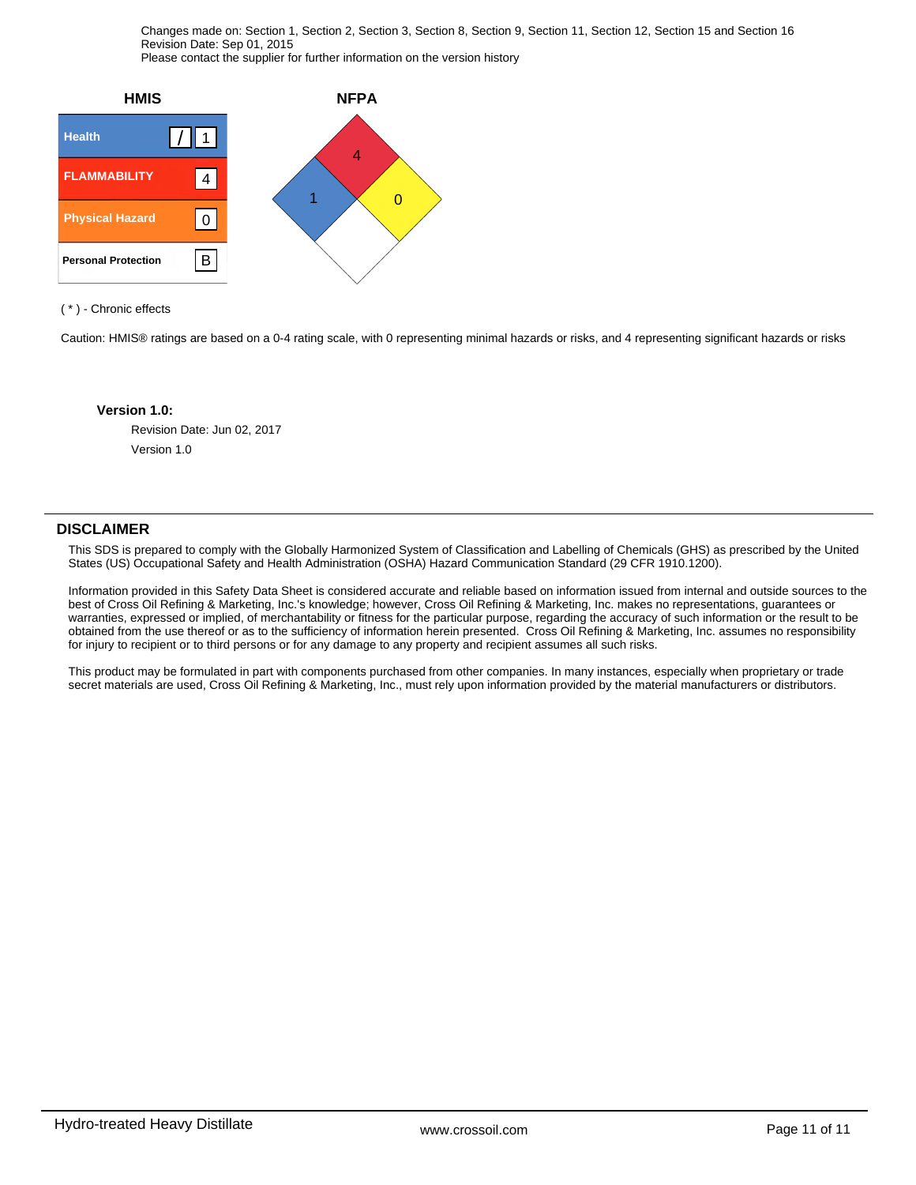Changes made on: Section 1, Section 2, Section 3, Section 8, Section 9, Section 11, Section 12, Section 15 and Section 16
Revision Date: Sep 01, 2015
Please contact the supplier for further information on the version history

**HMIS**

| | |
|---|---|
| Health | / 1 |
| FLAMMABILITY | 4 |
| Physical Hazard | 0 |
| Personal Protection | B |

**NFPA**

4

1

0

( * ) - Chronic effects

Caution: HMIS® ratings are based on a 0-4 rating scale, with 0 representing minimal hazards or risks, and 4 representing significant hazards or risks

**Version 1.0:**

Revision Date: Jun 02, 2017

Version 1.0

## DISCLAIMER

This SDS is prepared to comply with the Globally Harmonized System of Classification and Labelling of Chemicals (GHS) as prescribed by the United States (US) Occupational Safety and Health Administration (OSHA) Hazard Communication Standard (29 CFR 1910.1200).

Information provided in this Safety Data Sheet is considered accurate and reliable based on information issued from internal and outside sources to the best of Cross Oil Refining & Marketing, Inc.'s knowledge; however, Cross Oil Refining & Marketing, Inc. makes no representations, guarantees or warranties, expressed or implied, of merchantability or fitness for the particular purpose, regarding the accuracy of such information or the result to be obtained from the use thereof or as to the sufficiency of information herein presented. Cross Oil Refining & Marketing, Inc. assumes no responsibility for injury to recipient or to third persons or for any damage to any property and recipient assumes all such risks.

This product may be formulated in part with components purchased from other companies. In many instances, especially when proprietary or trade secret materials are used, Cross Oil Refining & Marketing, Inc., must rely upon information provided by the material manufacturers or distributors.